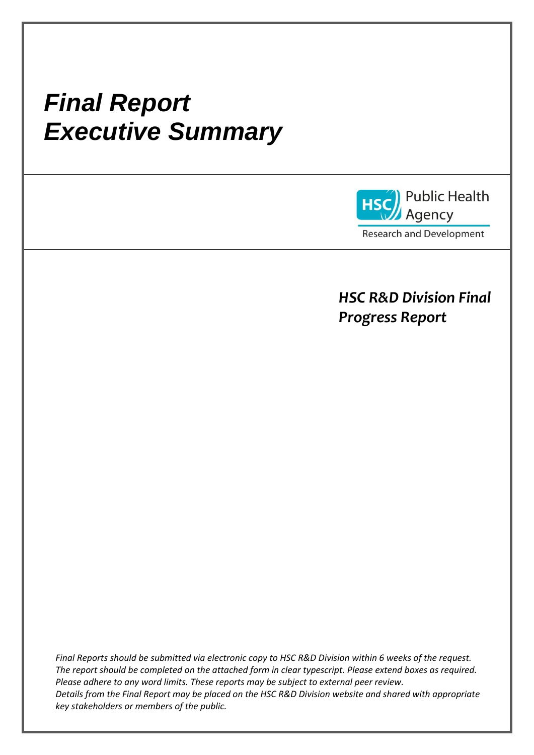# *Final Report Executive Summary*

HSC Public Health Agency

Research and Development

***HSC R&D Division Final Progress Report***

*Final Reports should be submitted via electronic copy to HSC R&D Division within 6 weeks of the request. The report should be completed on the attached form in clear typescript. Please extend boxes as required. Please adhere to any word limits. These reports may be subject to external peer review. Details from the Final Report may be placed on the HSC R&D Division website and shared with appropriate key stakeholders or members of the public.*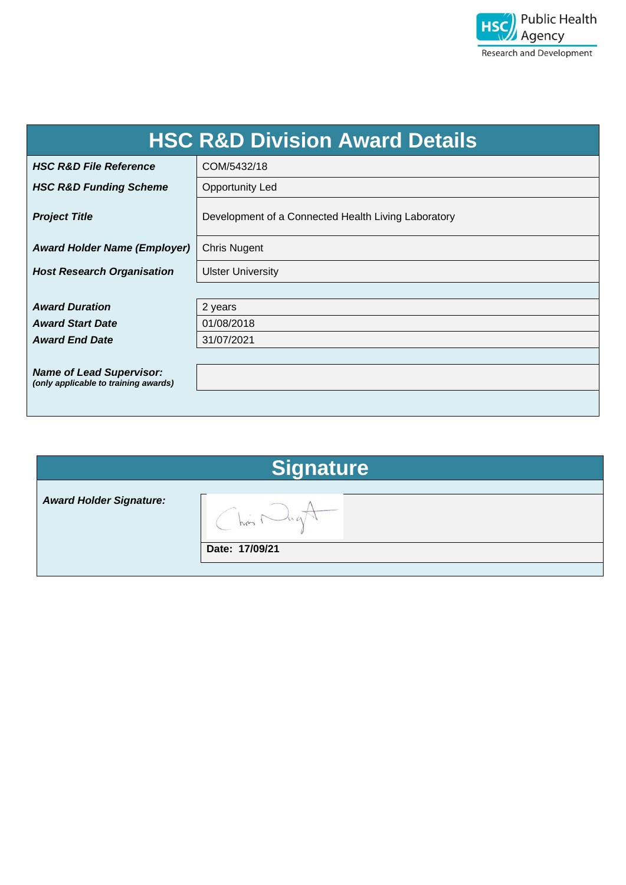Public Health Agency
Research and Development

## HSC R&D Division Award Details

| | |
|---|---|
| ***HSC R&D File Reference*** | COM/5432/18 |
| ***HSC R&D Funding Scheme*** | Opportunity Led |
| ***Project Title*** | Development of a Connected Health Living Laboratory |
| ***Award Holder Name (Employer)*** | Chris Nugent |
| ***Host Research Organisation*** | Ulster University |
| ***Award Duration*** | 2 years |
| ***Award Start Date*** | 01/08/2018 |
| ***Award End Date*** | 31/07/2021 |
| ***Name of Lead Supervisor:*** *(only applicable to training awards)* | |

## Signature

| | |
|---|---|
| ***Award Holder Signature:*** | |
| | **Date: 17/09/21** |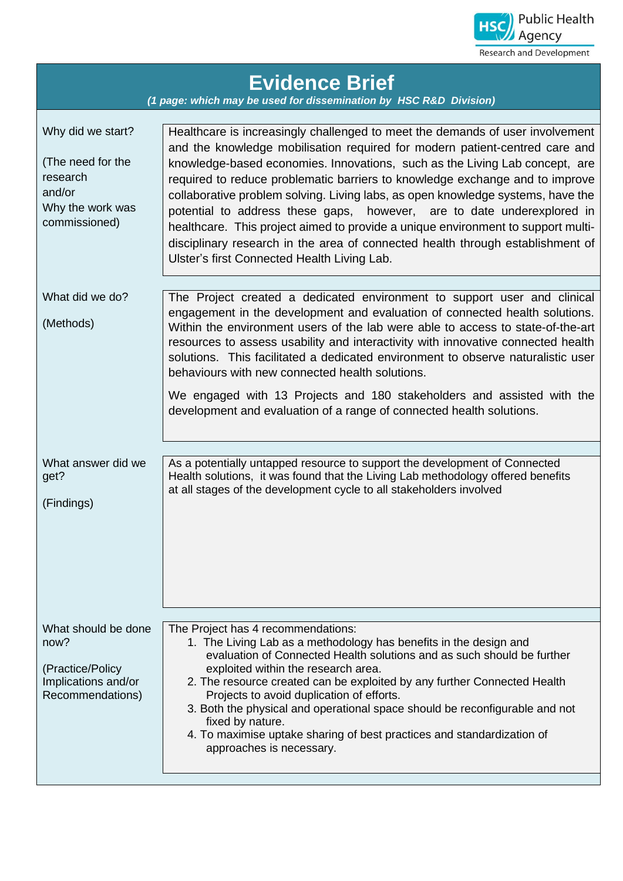HSC Public Health Agency
Research and Development

# Evidence Brief

***(1 page: which may be used for dissemination by HSC R&D Division)***

| | |
|---|---|
| Why did we start?<br><br>(The need for the research and/or Why the work was commissioned) | Healthcare is increasingly challenged to meet the demands of user involvement and the knowledge mobilisation required for modern patient-centred care and knowledge-based economies. Innovations, such as the Living Lab concept, are required to reduce problematic barriers to knowledge exchange and to improve collaborative problem solving. Living labs, as open knowledge systems, have the potential to address these gaps, however, are to date underexplored in healthcare. This project aimed to provide a unique environment to support multi-disciplinary research in the area of connected health through establishment of Ulster's first Connected Health Living Lab. |
| What did we do?<br><br>(Methods) | The Project created a dedicated environment to support user and clinical engagement in the development and evaluation of connected health solutions. Within the environment users of the lab were able to access to state-of-the-art resources to assess usability and interactivity with innovative connected health solutions. This facilitated a dedicated environment to observe naturalistic user behaviours with new connected health solutions.<br><br>We engaged with 13 Projects and 180 stakeholders and assisted with the development and evaluation of a range of connected health solutions. |
| What answer did we get?<br><br>(Findings) | As a potentially untapped resource to support the development of Connected Health solutions, it was found that the Living Lab methodology offered benefits at all stages of the development cycle to all stakeholders involved |
| What should be done now?<br><br>(Practice/Policy Implications and/or Recommendations) | The Project has 4 recommendations:<br>1. The Living Lab as a methodology has benefits in the design and evaluation of Connected Health solutions and as such should be further exploited within the research area.<br>2. The resource created can be exploited by any further Connected Health Projects to avoid duplication of efforts.<br>3. Both the physical and operational space should be reconfigurable and not fixed by nature.<br>4. To maximise uptake sharing of best practices and standardization of approaches is necessary. |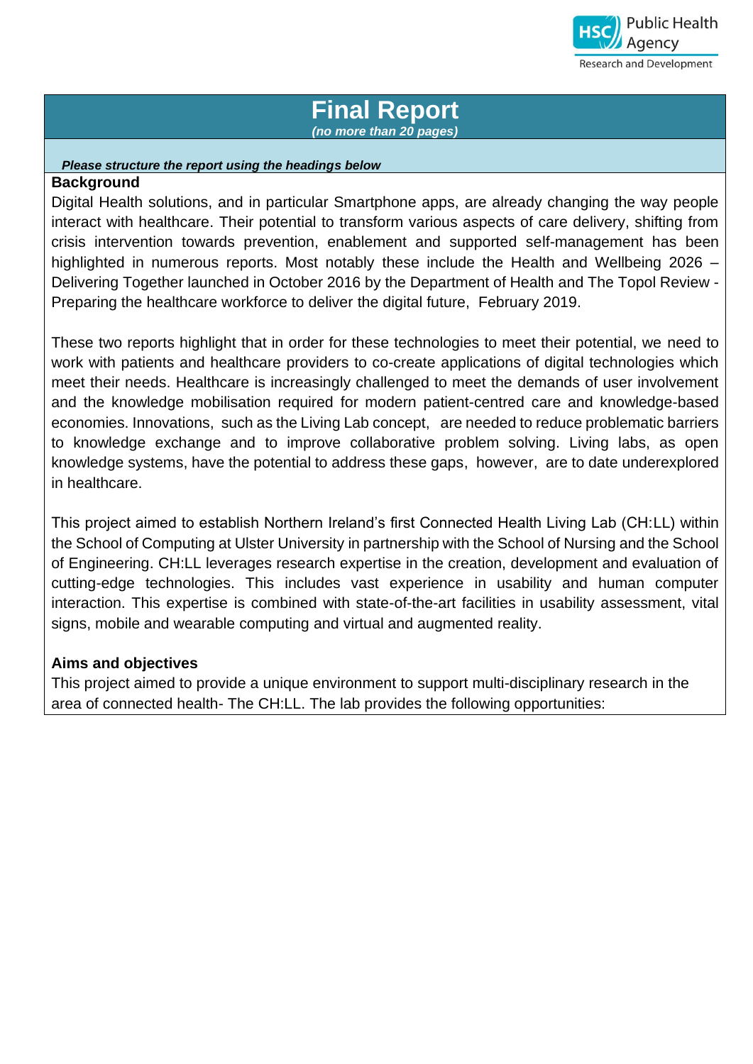# Final Report

*(no more than 20 pages)*

***Please structure the report using the headings below***

## Background

Digital Health solutions, and in particular Smartphone apps, are already changing the way people interact with healthcare. Their potential to transform various aspects of care delivery, shifting from crisis intervention towards prevention, enablement and supported self-management has been highlighted in numerous reports. Most notably these include the Health and Wellbeing 2026 – Delivering Together launched in October 2016 by the Department of Health and The Topol Review - Preparing the healthcare workforce to deliver the digital future, February 2019.

These two reports highlight that in order for these technologies to meet their potential, we need to work with patients and healthcare providers to co-create applications of digital technologies which meet their needs. Healthcare is increasingly challenged to meet the demands of user involvement and the knowledge mobilisation required for modern patient-centred care and knowledge-based economies. Innovations, such as the Living Lab concept, are needed to reduce problematic barriers to knowledge exchange and to improve collaborative problem solving. Living labs, as open knowledge systems, have the potential to address these gaps, however, are to date underexplored in healthcare.

This project aimed to establish Northern Ireland's first Connected Health Living Lab (CH:LL) within the School of Computing at Ulster University in partnership with the School of Nursing and the School of Engineering. CH:LL leverages research expertise in the creation, development and evaluation of cutting-edge technologies. This includes vast experience in usability and human computer interaction. This expertise is combined with state-of-the-art facilities in usability assessment, vital signs, mobile and wearable computing and virtual and augmented reality.

## Aims and objectives

This project aimed to provide a unique environment to support multi-disciplinary research in the area of connected health- The CH:LL. The lab provides the following opportunities: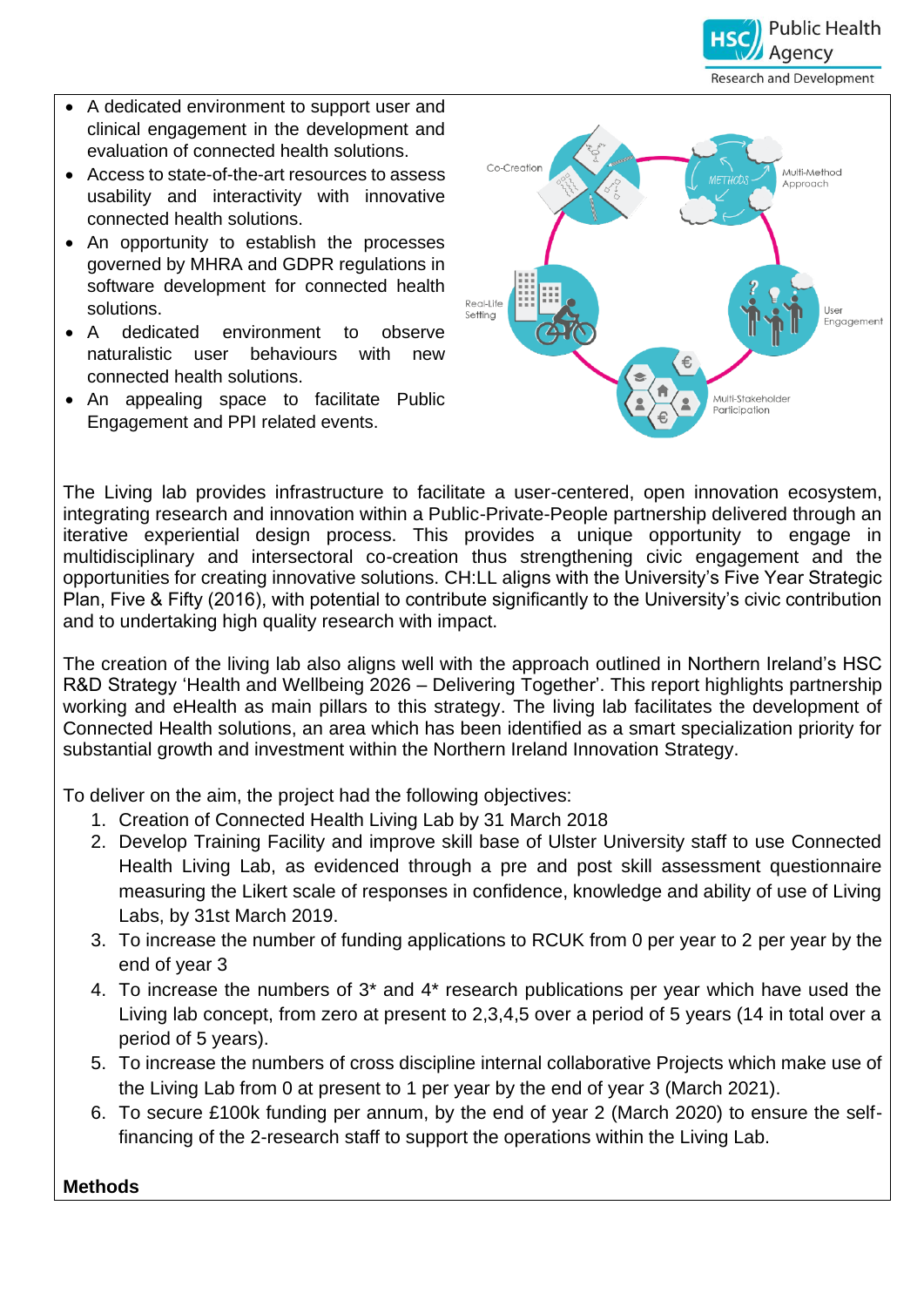- A dedicated environment to support user and clinical engagement in the development and evaluation of connected health solutions.
- Access to state-of-the-art resources to assess usability and interactivity with innovative connected health solutions.
- An opportunity to establish the processes governed by MHRA and GDPR regulations in software development for connected health solutions.
- A dedicated environment to observe naturalistic user behaviours with new connected health solutions.
- An appealing space to facilitate Public Engagement and PPI related events.

The Living lab provides infrastructure to facilitate a user-centered, open innovation ecosystem, integrating research and innovation within a Public-Private-People partnership delivered through an iterative experiential design process. This provides a unique opportunity to engage in multidisciplinary and intersectoral co-creation thus strengthening civic engagement and the opportunities for creating innovative solutions. CH:LL aligns with the University's Five Year Strategic Plan, Five & Fifty (2016), with potential to contribute significantly to the University's civic contribution and to undertaking high quality research with impact.

The creation of the living lab also aligns well with the approach outlined in Northern Ireland's HSC R&D Strategy 'Health and Wellbeing 2026 – Delivering Together'. This report highlights partnership working and eHealth as main pillars to this strategy. The living lab facilitates the development of Connected Health solutions, an area which has been identified as a smart specialization priority for substantial growth and investment within the Northern Ireland Innovation Strategy.

To deliver on the aim, the project had the following objectives:

1. Creation of Connected Health Living Lab by 31 March 2018
2. Develop Training Facility and improve skill base of Ulster University staff to use Connected Health Living Lab, as evidenced through a pre and post skill assessment questionnaire measuring the Likert scale of responses in confidence, knowledge and ability of use of Living Labs, by 31st March 2019.
3. To increase the number of funding applications to RCUK from 0 per year to 2 per year by the end of year 3
4. To increase the numbers of 3* and 4* research publications per year which have used the Living lab concept, from zero at present to 2,3,4,5 over a period of 5 years (14 in total over a period of 5 years).
5. To increase the numbers of cross discipline internal collaborative Projects which make use of the Living Lab from 0 at present to 1 per year by the end of year 3 (March 2021).
6. To secure £100k funding per annum, by the end of year 2 (March 2020) to ensure the self-financing of the 2-research staff to support the operations within the Living Lab.

**Methods**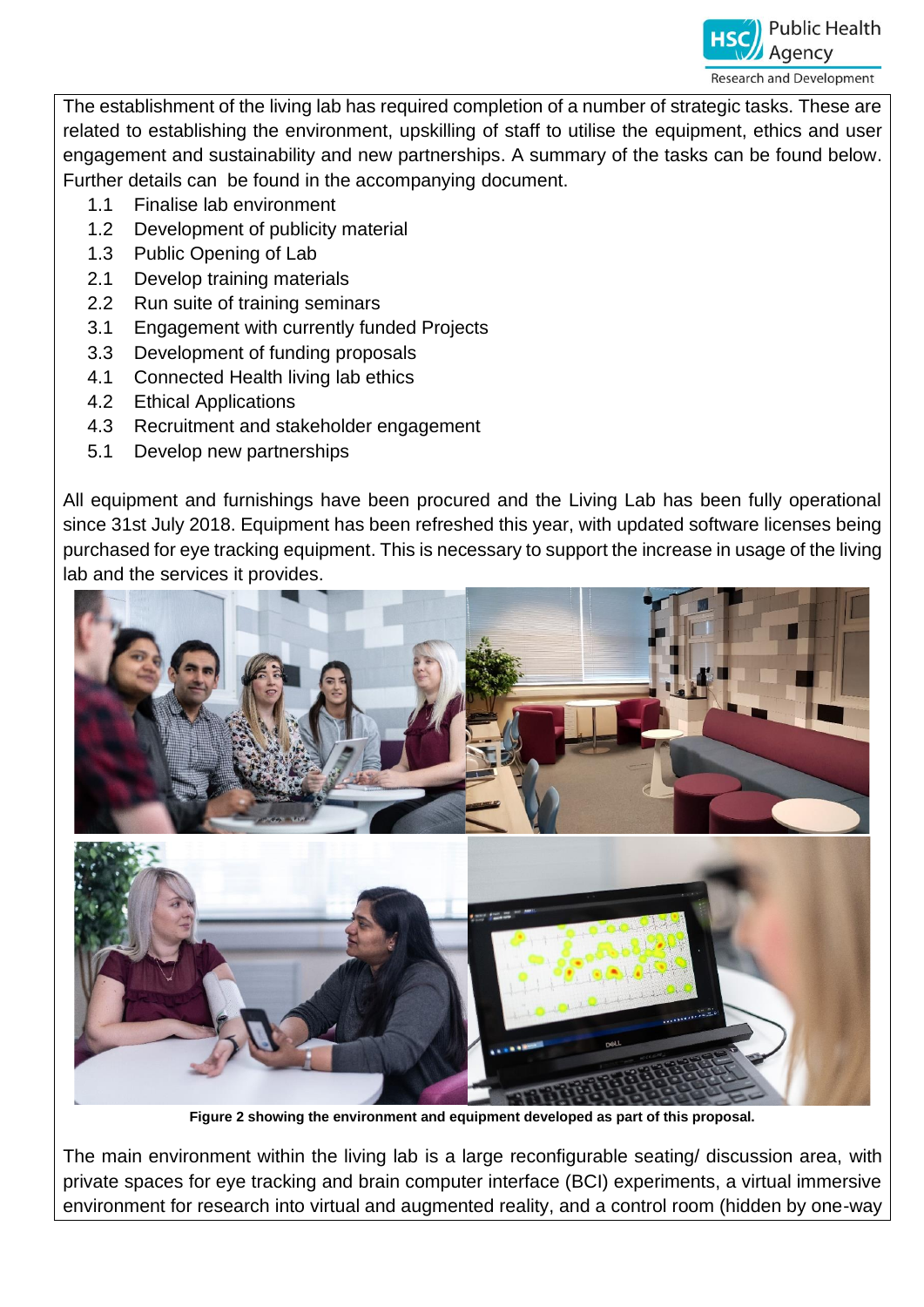The establishment of the living lab has required completion of a number of strategic tasks. These are related to establishing the environment, upskilling of staff to utilise the equipment, ethics and user engagement and sustainability and new partnerships. A summary of the tasks can be found below. Further details can be found in the accompanying document.

1.1 Finalise lab environment
1.2 Development of publicity material
1.3 Public Opening of Lab
2.1 Develop training materials
2.2 Run suite of training seminars
3.1 Engagement with currently funded Projects
3.3 Development of funding proposals
4.1 Connected Health living lab ethics
4.2 Ethical Applications
4.3 Recruitment and stakeholder engagement
5.1 Develop new partnerships

All equipment and furnishings have been procured and the Living Lab has been fully operational since 31st July 2018. Equipment has been refreshed this year, with updated software licenses being purchased for eye tracking equipment. This is necessary to support the increase in usage of the living lab and the services it provides.

**Figure 2 showing the environment and equipment developed as part of this proposal.**

The main environment within the living lab is a large reconfigurable seating/ discussion area, with private spaces for eye tracking and brain computer interface (BCI) experiments, a virtual immersive environment for research into virtual and augmented reality, and a control room (hidden by one-way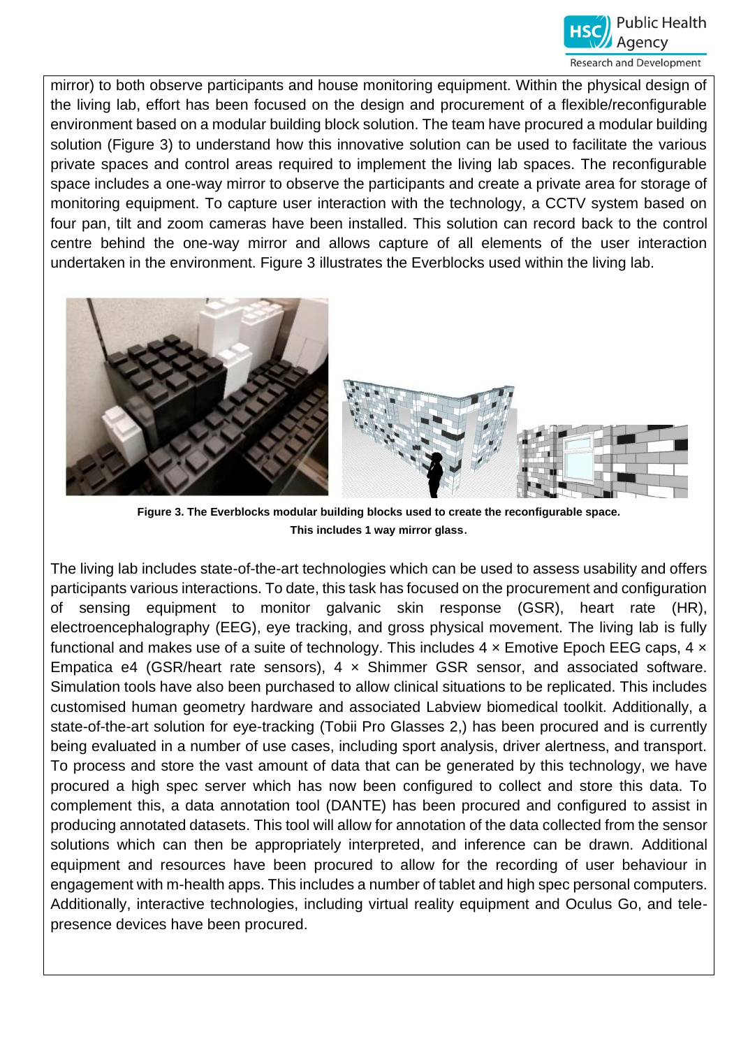mirror) to both observe participants and house monitoring equipment. Within the physical design of the living lab, effort has been focused on the design and procurement of a flexible/reconfigurable environment based on a modular building block solution. The team have procured a modular building solution (Figure 3) to understand how this innovative solution can be used to facilitate the various private spaces and control areas required to implement the living lab spaces. The reconfigurable space includes a one-way mirror to observe the participants and create a private area for storage of monitoring equipment. To capture user interaction with the technology, a CCTV system based on four pan, tilt and zoom cameras have been installed. This solution can record back to the control centre behind the one-way mirror and allows capture of all elements of the user interaction undertaken in the environment. Figure 3 illustrates the Everblocks used within the living lab.

**Figure 3. The Everblocks modular building blocks used to create the reconfigurable space. This includes 1 way mirror glass.**

The living lab includes state-of-the-art technologies which can be used to assess usability and offers participants various interactions. To date, this task has focused on the procurement and configuration of sensing equipment to monitor galvanic skin response (GSR), heart rate (HR), electroencephalography (EEG), eye tracking, and gross physical movement. The living lab is fully functional and makes use of a suite of technology. This includes 4 × Emotive Epoch EEG caps, 4 × Empatica e4 (GSR/heart rate sensors), 4 × Shimmer GSR sensor, and associated software. Simulation tools have also been purchased to allow clinical situations to be replicated. This includes customised human geometry hardware and associated Labview biomedical toolkit. Additionally, a state-of-the-art solution for eye-tracking (Tobii Pro Glasses 2,) has been procured and is currently being evaluated in a number of use cases, including sport analysis, driver alertness, and transport. To process and store the vast amount of data that can be generated by this technology, we have procured a high spec server which has now been configured to collect and store this data. To complement this, a data annotation tool (DANTE) has been procured and configured to assist in producing annotated datasets. This tool will allow for annotation of the data collected from the sensor solutions which can then be appropriately interpreted, and inference can be drawn. Additional equipment and resources have been procured to allow for the recording of user behaviour in engagement with m-health apps. This includes a number of tablet and high spec personal computers. Additionally, interactive technologies, including virtual reality equipment and Oculus Go, and tele-presence devices have been procured.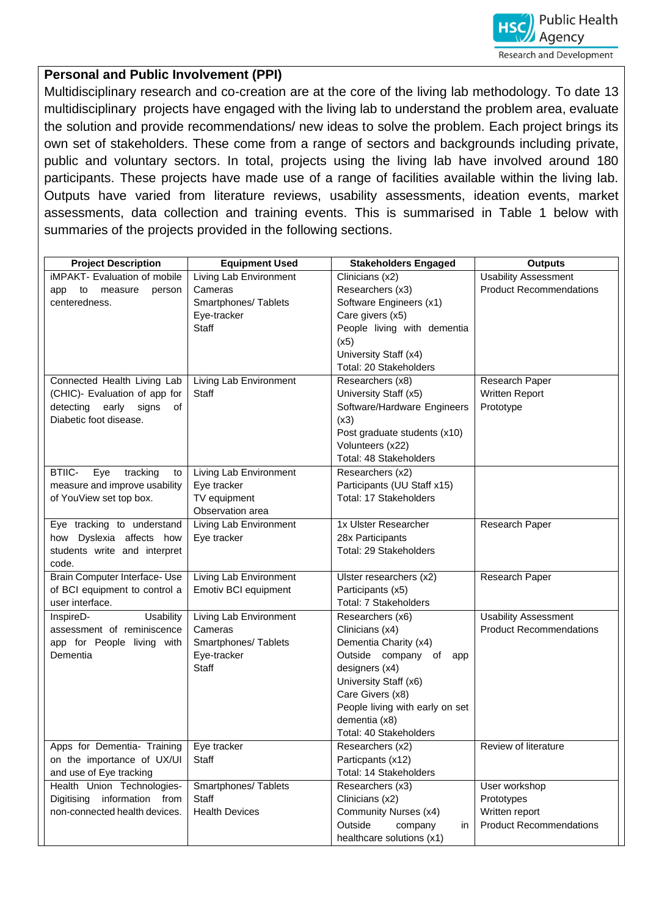## Personal and Public Involvement (PPI)

Multidisciplinary research and co-creation are at the core of the living lab methodology. To date 13 multidisciplinary projects have engaged with the living lab to understand the problem area, evaluate the solution and provide recommendations/ new ideas to solve the problem. Each project brings its own set of stakeholders. These come from a range of sectors and backgrounds including private, public and voluntary sectors. In total, projects using the living lab have involved around 180 participants. These projects have made use of a range of facilities available within the living lab. Outputs have varied from literature reviews, usability assessments, ideation events, market assessments, data collection and training events. This is summarised in Table 1 below with summaries of the projects provided in the following sections.

| Project Description | Equipment Used | Stakeholders Engaged | Outputs |
|---|---|---|---|
| iMPAKT- Evaluation of mobile app to measure person centeredness. | Living Lab Environment<br>Cameras<br>Smartphones/ Tablets<br>Eye-tracker<br>Staff | Clinicians (x2)<br>Researchers (x3)<br>Software Engineers (x1)<br>Care givers (x5)<br>People living with dementia (x5)<br>University Staff (x4)<br>Total: 20 Stakeholders | Usability Assessment<br>Product Recommendations |
| Connected Health Living Lab (CHIC)- Evaluation of app for detecting early signs of Diabetic foot disease. | Living Lab Environment<br>Staff | Researchers (x8)<br>University Staff (x5)<br>Software/Hardware Engineers (x3)<br>Post graduate students (x10)<br>Volunteers (x22)<br>Total: 48 Stakeholders | Research Paper<br>Written Report<br>Prototype |
| BTIIC- Eye tracking to measure and improve usability of YouView set top box. | Living Lab Environment<br>Eye tracker<br>TV equipment<br>Observation area | Researchers (x2)<br>Participants (UU Staff x15)<br>Total: 17 Stakeholders | |
| Eye tracking to understand how Dyslexia affects how students write and interpret code. | Living Lab Environment<br>Eye tracker | 1x Ulster Researcher<br>28x Participants<br>Total: 29 Stakeholders | Research Paper |
| Brain Computer Interface- Use of BCI equipment to control a user interface. | Living Lab Environment<br>Emotiv BCI equipment | Ulster researchers (x2)<br>Participants (x5)<br>Total: 7 Stakeholders | Research Paper |
| InspireD- Usability assessment of reminiscence app for People living with Dementia | Living Lab Environment<br>Cameras<br>Smartphones/ Tablets<br>Eye-tracker<br>Staff | Researchers (x6)<br>Clinicians (x4)<br>Dementia Charity (x4)<br>Outside company of app designers (x4)<br>University Staff (x6)<br>Care Givers (x8)<br>People living with early on set dementia (x8)<br>Total: 40 Stakeholders | Usability Assessment<br>Product Recommendations |
| Apps for Dementia- Training on the importance of UX/UI and use of Eye tracking | Eye tracker<br>Staff | Researchers (x2)<br>Particpants (x12)<br>Total: 14 Stakeholders | Review of literature |
| Health Union Technologies- Digitising information from non-connected health devices. | Smartphones/ Tablets<br>Staff<br>Health Devices | Researchers (x3)<br>Clinicians (x2)<br>Community Nurses (x4)<br>Outside company in healthcare solutions (x1) | User workshop<br>Prototypes<br>Written report<br>Product Recommendations |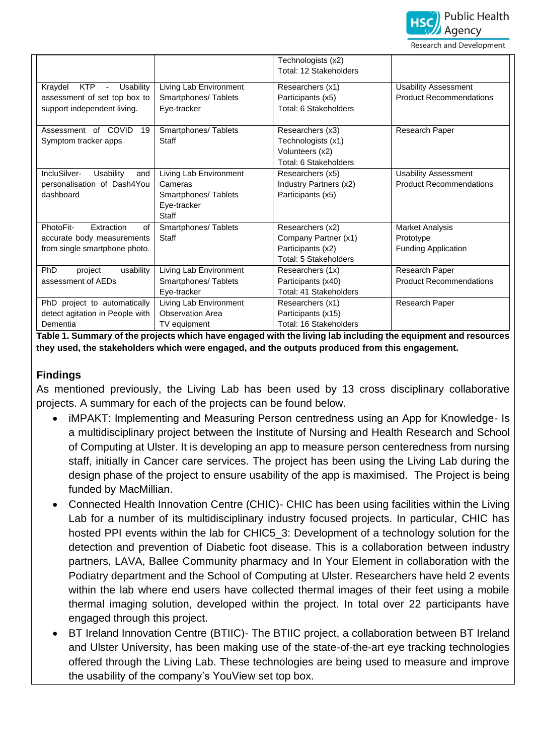| | | Technologists (x2)<br>Total: 12 Stakeholders | |
|---|---|---|---|
| Kraydel KTP - Usability assessment of set top box to support independent living. | Living Lab Environment<br>Smartphones/ Tablets<br>Eye-tracker | Researchers (x1)<br>Participants (x5)<br>Total: 6 Stakeholders | Usability Assessment<br>Product Recommendations |
| Assessment of COVID 19 Symptom tracker apps | Smartphones/ Tablets<br>Staff | Researchers (x3)<br>Technologists (x1)<br>Volunteers (x2)<br>Total: 6 Stakeholders | Research Paper |
| IncluSilver- Usability and personalisation of Dash4You dashboard | Living Lab Environment<br>Cameras<br>Smartphones/ Tablets<br>Eye-tracker<br>Staff | Researchers (x5)<br>Industry Partners (x2)<br>Participants (x5) | Usability Assessment<br>Product Recommendations |
| PhotoFit- Extraction of accurate body measurements from single smartphone photo. | Smartphones/ Tablets<br>Staff | Researchers (x2)<br>Company Partner (x1)<br>Participants (x2)<br>Total: 5 Stakeholders | Market Analysis<br>Prototype<br>Funding Application |
| PhD project usability assessment of AEDs | Living Lab Environment<br>Smartphones/ Tablets<br>Eye-tracker | Researchers (1x)<br>Participants (x40)<br>Total: 41 Stakeholders | Research Paper<br>Product Recommendations |
| PhD project to automatically detect agitation in People with Dementia | Living Lab Environment<br>Observation Area<br>TV equipment | Researchers (x1)<br>Participants (x15)<br>Total: 16 Stakeholders | Research Paper |

**Table 1. Summary of the projects which have engaged with the living lab including the equipment and resources they used, the stakeholders which were engaged, and the outputs produced from this engagement.**

## Findings

As mentioned previously, the Living Lab has been used by 13 cross disciplinary collaborative projects. A summary for each of the projects can be found below.

- iMPAKT: Implementing and Measuring Person centredness using an App for Knowledge- Is a multidisciplinary project between the Institute of Nursing and Health Research and School of Computing at Ulster. It is developing an app to measure person centeredness from nursing staff, initially in Cancer care services. The project has been using the Living Lab during the design phase of the project to ensure usability of the app is maximised. The Project is being funded by MacMillian.
- Connected Health Innovation Centre (CHIC)- CHIC has been using facilities within the Living Lab for a number of its multidisciplinary industry focused projects. In particular, CHIC has hosted PPI events within the lab for CHIC5_3: Development of a technology solution for the detection and prevention of Diabetic foot disease. This is a collaboration between industry partners, LAVA, Ballee Community pharmacy and In Your Element in collaboration with the Podiatry department and the School of Computing at Ulster. Researchers have held 2 events within the lab where end users have collected thermal images of their feet using a mobile thermal imaging solution, developed within the project. In total over 22 participants have engaged through this project.
- BT Ireland Innovation Centre (BTIIC)- The BTIIC project, a collaboration between BT Ireland and Ulster University, has been making use of the state-of-the-art eye tracking technologies offered through the Living Lab. These technologies are being used to measure and improve the usability of the company's YouView set top box.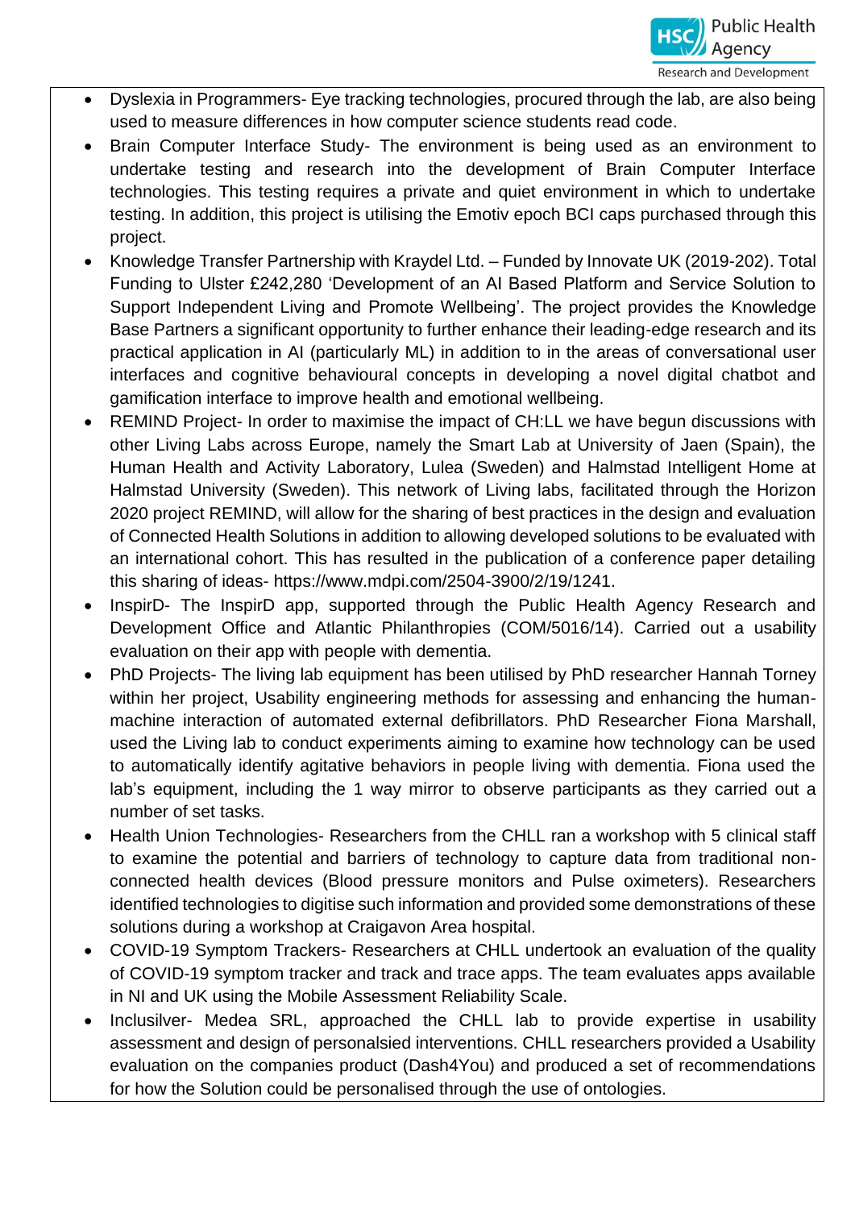- Dyslexia in Programmers- Eye tracking technologies, procured through the lab, are also being used to measure differences in how computer science students read code.
- Brain Computer Interface Study- The environment is being used as an environment to undertake testing and research into the development of Brain Computer Interface technologies. This testing requires a private and quiet environment in which to undertake testing. In addition, this project is utilising the Emotiv epoch BCI caps purchased through this project.
- Knowledge Transfer Partnership with Kraydel Ltd. – Funded by Innovate UK (2019-202). Total Funding to Ulster £242,280 'Development of an AI Based Platform and Service Solution to Support Independent Living and Promote Wellbeing'. The project provides the Knowledge Base Partners a significant opportunity to further enhance their leading-edge research and its practical application in AI (particularly ML) in addition to in the areas of conversational user interfaces and cognitive behavioural concepts in developing a novel digital chatbot and gamification interface to improve health and emotional wellbeing.
- REMIND Project- In order to maximise the impact of CH:LL we have begun discussions with other Living Labs across Europe, namely the Smart Lab at University of Jaen (Spain), the Human Health and Activity Laboratory, Lulea (Sweden) and Halmstad Intelligent Home at Halmstad University (Sweden). This network of Living labs, facilitated through the Horizon 2020 project REMIND, will allow for the sharing of best practices in the design and evaluation of Connected Health Solutions in addition to allowing developed solutions to be evaluated with an international cohort. This has resulted in the publication of a conference paper detailing this sharing of ideas- https://www.mdpi.com/2504-3900/2/19/1241.
- InspirD- The InspirD app, supported through the Public Health Agency Research and Development Office and Atlantic Philanthropies (COM/5016/14). Carried out a usability evaluation on their app with people with dementia.
- PhD Projects- The living lab equipment has been utilised by PhD researcher Hannah Torney within her project, Usability engineering methods for assessing and enhancing the human-machine interaction of automated external defibrillators. PhD Researcher Fiona Marshall, used the Living lab to conduct experiments aiming to examine how technology can be used to automatically identify agitative behaviors in people living with dementia. Fiona used the lab's equipment, including the 1 way mirror to observe participants as they carried out a number of set tasks.
- Health Union Technologies- Researchers from the CHLL ran a workshop with 5 clinical staff to examine the potential and barriers of technology to capture data from traditional non-connected health devices (Blood pressure monitors and Pulse oximeters). Researchers identified technologies to digitise such information and provided some demonstrations of these solutions during a workshop at Craigavon Area hospital.
- COVID-19 Symptom Trackers- Researchers at CHLL undertook an evaluation of the quality of COVID-19 symptom tracker and track and trace apps. The team evaluates apps available in NI and UK using the Mobile Assessment Reliability Scale.
- Inclusilver- Medea SRL, approached the CHLL lab to provide expertise in usability assessment and design of personalsied interventions. CHLL researchers provided a Usability evaluation on the companies product (Dash4You) and produced a set of recommendations for how the Solution could be personalised through the use of ontologies.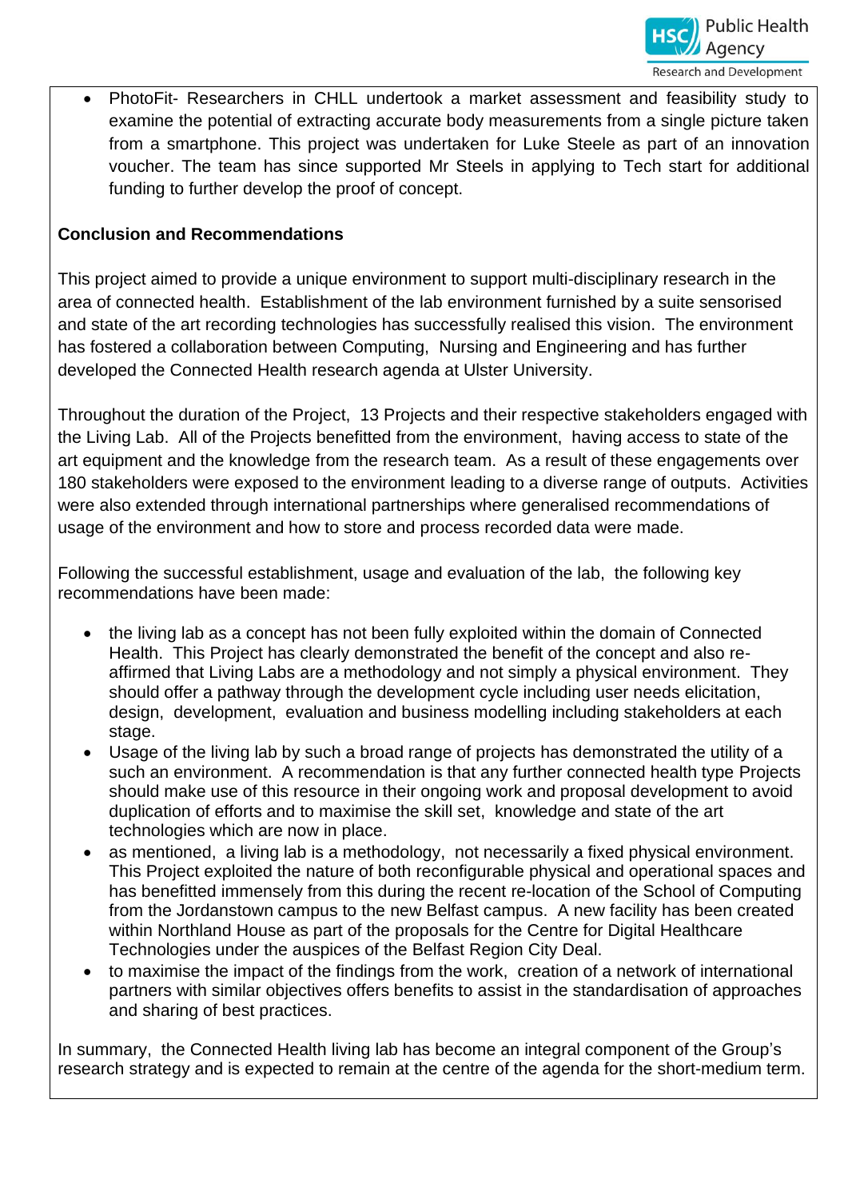- PhotoFit- Researchers in CHLL undertook a market assessment and feasibility study to examine the potential of extracting accurate body measurements from a single picture taken from a smartphone. This project was undertaken for Luke Steele as part of an innovation voucher. The team has since supported Mr Steels in applying to Tech start for additional funding to further develop the proof of concept.

**Conclusion and Recommendations**

This project aimed to provide a unique environment to support multi-disciplinary research in the area of connected health. Establishment of the lab environment furnished by a suite sensorised and state of the art recording technologies has successfully realised this vision. The environment has fostered a collaboration between Computing, Nursing and Engineering and has further developed the Connected Health research agenda at Ulster University.

Throughout the duration of the Project, 13 Projects and their respective stakeholders engaged with the Living Lab. All of the Projects benefitted from the environment, having access to state of the art equipment and the knowledge from the research team. As a result of these engagements over 180 stakeholders were exposed to the environment leading to a diverse range of outputs. Activities were also extended through international partnerships where generalised recommendations of usage of the environment and how to store and process recorded data were made.

Following the successful establishment, usage and evaluation of the lab, the following key recommendations have been made:

- the living lab as a concept has not been fully exploited within the domain of Connected Health. This Project has clearly demonstrated the benefit of the concept and also re-affirmed that Living Labs are a methodology and not simply a physical environment. They should offer a pathway through the development cycle including user needs elicitation, design, development, evaluation and business modelling including stakeholders at each stage.
- Usage of the living lab by such a broad range of projects has demonstrated the utility of a such an environment. A recommendation is that any further connected health type Projects should make use of this resource in their ongoing work and proposal development to avoid duplication of efforts and to maximise the skill set, knowledge and state of the art technologies which are now in place.
- as mentioned, a living lab is a methodology, not necessarily a fixed physical environment. This Project exploited the nature of both reconfigurable physical and operational spaces and has benefitted immensely from this during the recent re-location of the School of Computing from the Jordanstown campus to the new Belfast campus. A new facility has been created within Northland House as part of the proposals for the Centre for Digital Healthcare Technologies under the auspices of the Belfast Region City Deal.
- to maximise the impact of the findings from the work, creation of a network of international partners with similar objectives offers benefits to assist in the standardisation of approaches and sharing of best practices.

In summary, the Connected Health living lab has become an integral component of the Group's research strategy and is expected to remain at the centre of the agenda for the short-medium term.